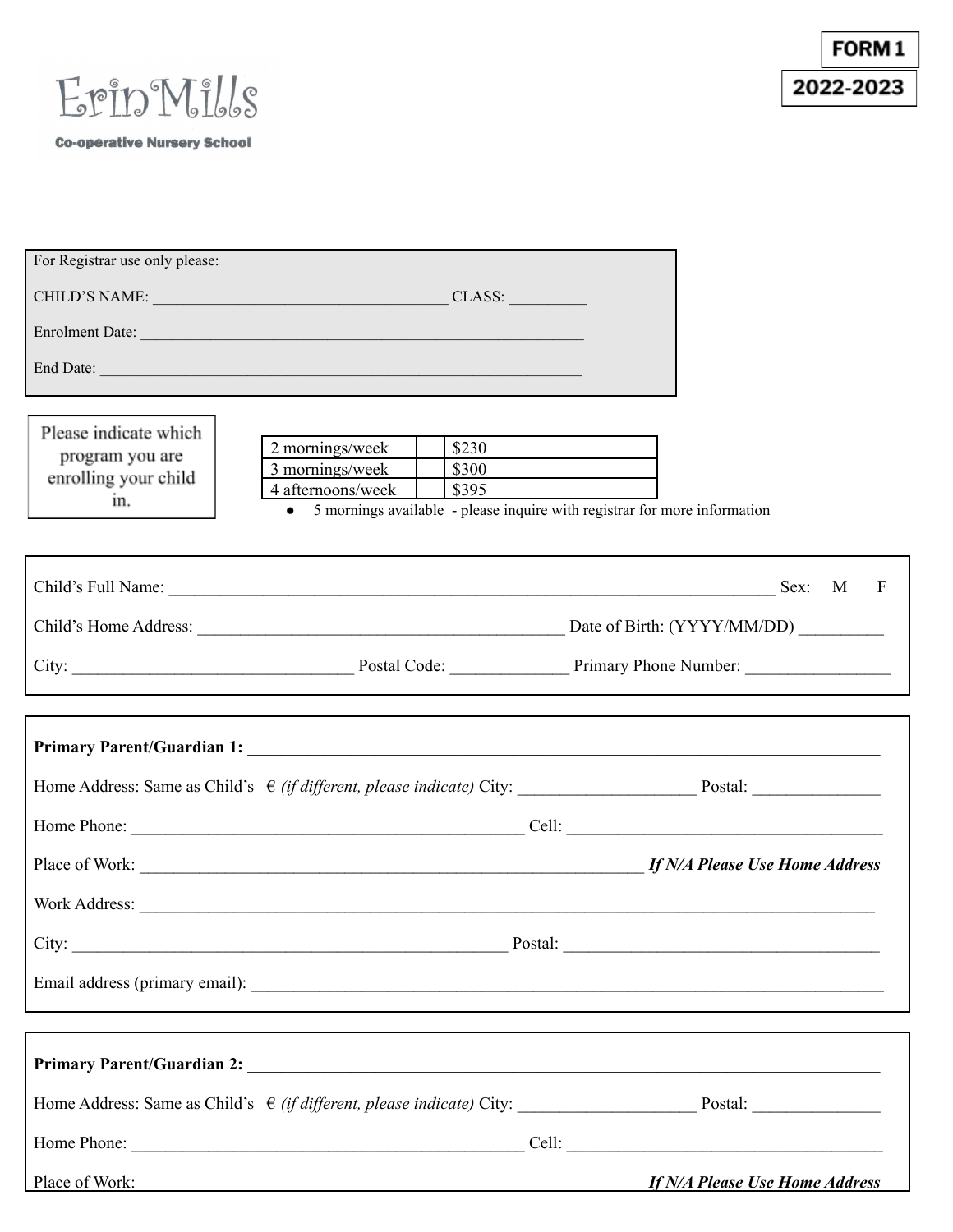Erin Mills

**Co-operative Nursery School**

**FORM 1**

**2022-2023**

For Registrar use only please:

CHILD'S NAME: ____________________________________ CLASS: __________

Enrolment Date: __________________________________________________________

End Date: _____________________________________________________________

Please indicate which program you are enrolling your child in.

| 2 mornings/week | | $230 |
|---|---|---|
| 3 mornings/week | | $300 |
| 4 afternoons/week | | $395 |

- 5 mornings available - please inquire with registrar for more information

Child's Full Name: ___________________________________________________________________________ Sex: M F

Child's Home Address: _____________________________________________ Date of Birth: (YYYY/MM/DD) __________

City: _________________________________ Postal Code: ______________ Primary Phone Number: _________________

**Primary Parent/Guardian 1: ________________________________________________________________________________**

Home Address: Same as Child's € *(if different, please indicate)* City: _____________________ Postal: _______________

Home Phone: ________________________________________________ Cell: ______________________________________

Place of Work: ______________________________________________________________ ***If N/A Please Use Home Address***

Work Address: ___________________________________________________________________________________________

City: _____________________________________________________ Postal: _______________________________________

Email address (primary email): _________________________________________________________________________________

**Primary Parent/Guardian 2: ________________________________________________________________________________**

Home Address: Same as Child's € *(if different, please indicate)* City: _____________________ Postal: _______________

Home Phone: ________________________________________________ Cell: ______________________________________

Place of Work: ***If N/A Please Use Home Address***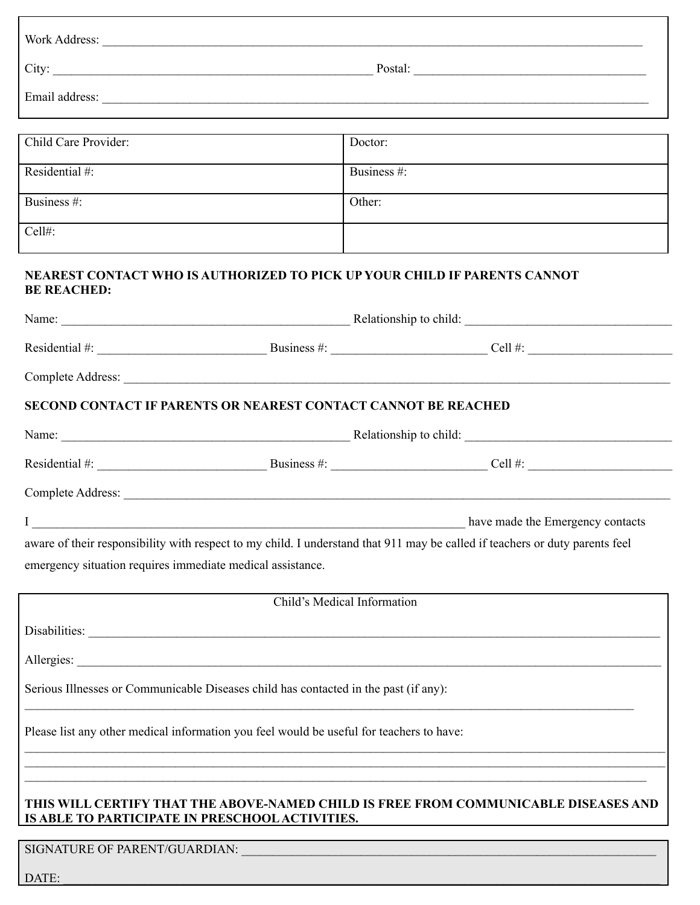Work Address: ___________________________________________________________________________________

City: ______________________________________________ Postal: ___________________________________

Email address: _________________________________________________________________________________

| | |
|---|---|
| Child Care Provider: | Doctor: |
| Residential #: | Business #: |
| Business #: | Other: |
| Cell#: | |

**NEAREST CONTACT WHO IS AUTHORIZED TO PICK UP YOUR CHILD IF PARENTS CANNOT BE REACHED:**

Name: ___________________________________________ Relationship to child: _______________________________

Residential #: _________________________ Business #: _______________________ Cell #: _____________________

Complete Address: ______________________________________________________________________________

**SECOND CONTACT IF PARENTS OR NEAREST CONTACT CANNOT BE REACHED**

Name: ___________________________________________ Relationship to child: _______________________________

Residential #: _________________________ Business #: _______________________ Cell #: _____________________

Complete Address: ______________________________________________________________________________

I _________________________________________________________________ have made the Emergency contacts aware of their responsibility with respect to my child. I understand that 911 may be called if teachers or duty parents feel emergency situation requires immediate medical assistance.

Child's Medical Information

Disabilities: ___________________________________________________________________________________

Allergies: _____________________________________________________________________________________

Serious Illnesses or Communicable Diseases child has contacted in the past (if any):
_____________________________________________________________________________________________

Please list any other medical information you feel would be useful for teachers to have:
_____________________________________________________________________________________________
_____________________________________________________________________________________________
_____________________________________________________________________________________________

**THIS WILL CERTIFY THAT THE ABOVE-NAMED CHILD IS FREE FROM COMMUNICABLE DISEASES AND IS ABLE TO PARTICIPATE IN PRESCHOOL ACTIVITIES.**

SIGNATURE OF PARENT/GUARDIAN: _______________________________________________________________

DATE: _________________________________________________________________________________________